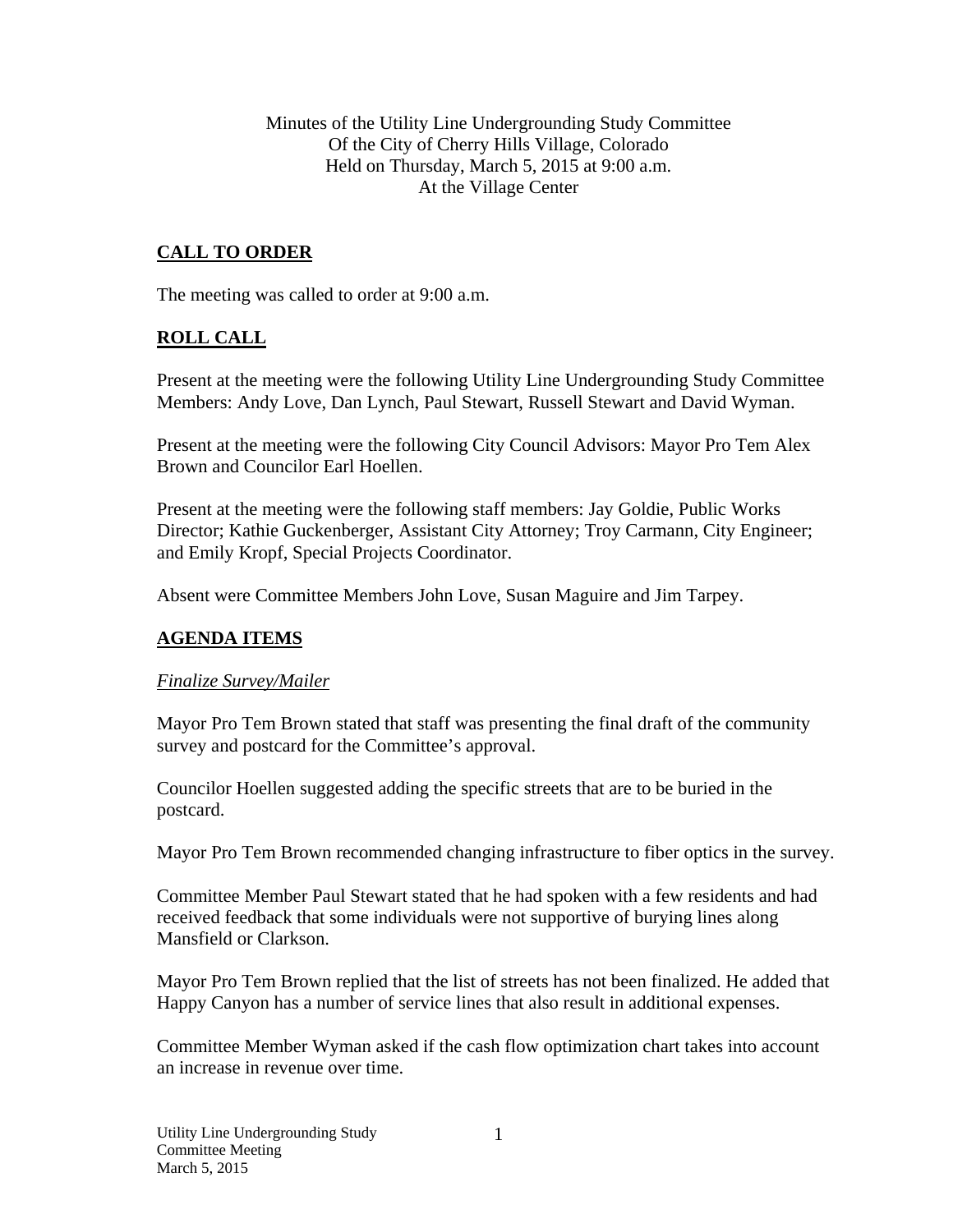Minutes of the Utility Line Undergrounding Study Committee
Of the City of Cherry Hills Village, Colorado
Held on Thursday, March 5, 2015 at 9:00 a.m.
At the Village Center

## CALL TO ORDER

The meeting was called to order at 9:00 a.m.

## ROLL CALL

Present at the meeting were the following Utility Line Undergrounding Study Committee Members: Andy Love, Dan Lynch, Paul Stewart, Russell Stewart and David Wyman.

Present at the meeting were the following City Council Advisors: Mayor Pro Tem Alex Brown and Councilor Earl Hoellen.

Present at the meeting were the following staff members: Jay Goldie, Public Works Director; Kathie Guckenberger, Assistant City Attorney; Troy Carmann, City Engineer; and Emily Kropf, Special Projects Coordinator.

Absent were Committee Members John Love, Susan Maguire and Jim Tarpey.

## AGENDA ITEMS

*Finalize Survey/Mailer*

Mayor Pro Tem Brown stated that staff was presenting the final draft of the community survey and postcard for the Committee's approval.

Councilor Hoellen suggested adding the specific streets that are to be buried in the postcard.

Mayor Pro Tem Brown recommended changing infrastructure to fiber optics in the survey.

Committee Member Paul Stewart stated that he had spoken with a few residents and had received feedback that some individuals were not supportive of burying lines along Mansfield or Clarkson.

Mayor Pro Tem Brown replied that the list of streets has not been finalized. He added that Happy Canyon has a number of service lines that also result in additional expenses.

Committee Member Wyman asked if the cash flow optimization chart takes into account an increase in revenue over time.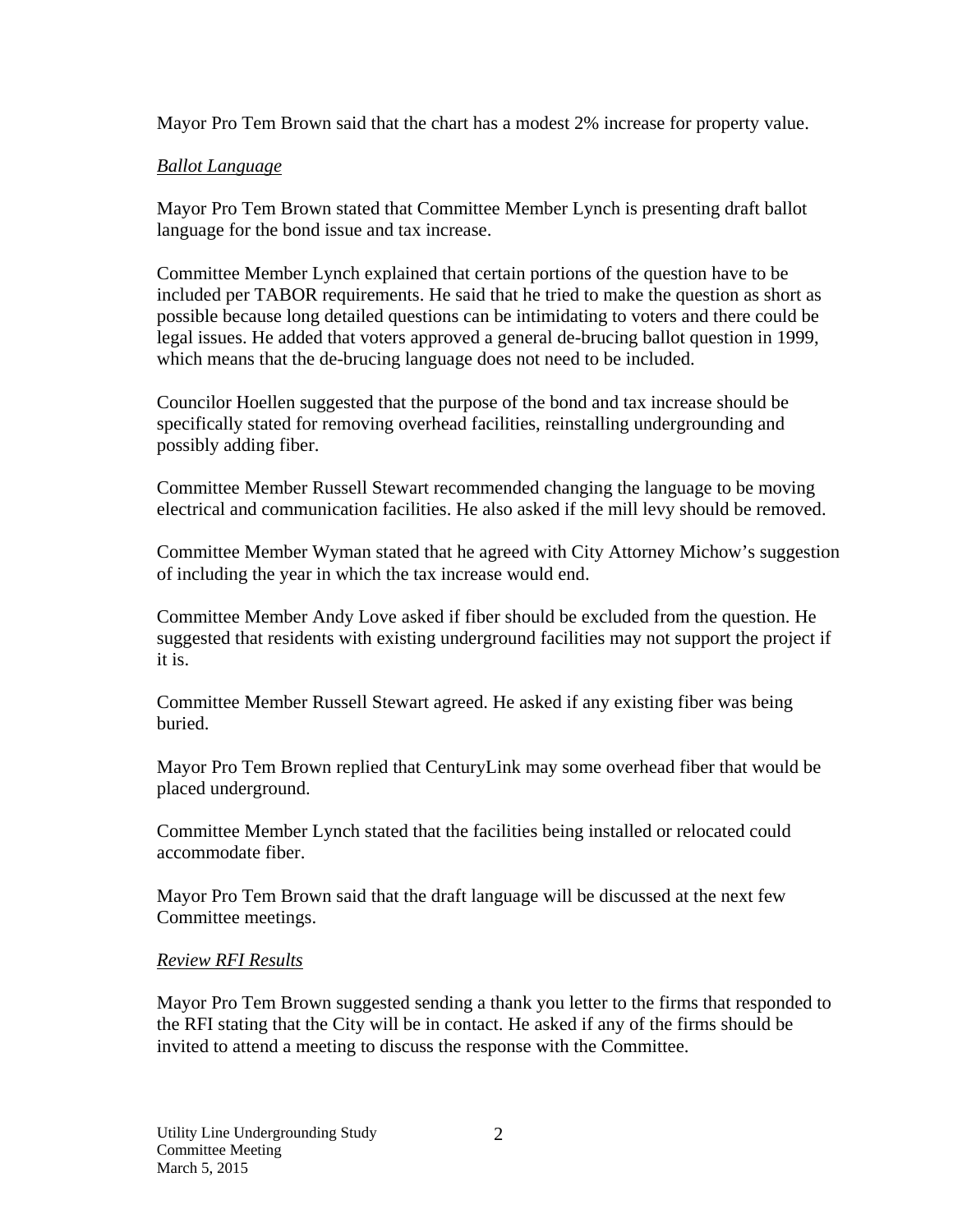Mayor Pro Tem Brown said that the chart has a modest 2% increase for property value.

*Ballot Language*

Mayor Pro Tem Brown stated that Committee Member Lynch is presenting draft ballot language for the bond issue and tax increase.

Committee Member Lynch explained that certain portions of the question have to be included per TABOR requirements. He said that he tried to make the question as short as possible because long detailed questions can be intimidating to voters and there could be legal issues. He added that voters approved a general de-brucing ballot question in 1999, which means that the de-brucing language does not need to be included.

Councilor Hoellen suggested that the purpose of the bond and tax increase should be specifically stated for removing overhead facilities, reinstalling undergrounding and possibly adding fiber.

Committee Member Russell Stewart recommended changing the language to be moving electrical and communication facilities. He also asked if the mill levy should be removed.

Committee Member Wyman stated that he agreed with City Attorney Michow's suggestion of including the year in which the tax increase would end.

Committee Member Andy Love asked if fiber should be excluded from the question. He suggested that residents with existing underground facilities may not support the project if it is.

Committee Member Russell Stewart agreed. He asked if any existing fiber was being buried.

Mayor Pro Tem Brown replied that CenturyLink may some overhead fiber that would be placed underground.

Committee Member Lynch stated that the facilities being installed or relocated could accommodate fiber.

Mayor Pro Tem Brown said that the draft language will be discussed at the next few Committee meetings.

*Review RFI Results*

Mayor Pro Tem Brown suggested sending a thank you letter to the firms that responded to the RFI stating that the City will be in contact. He asked if any of the firms should be invited to attend a meeting to discuss the response with the Committee.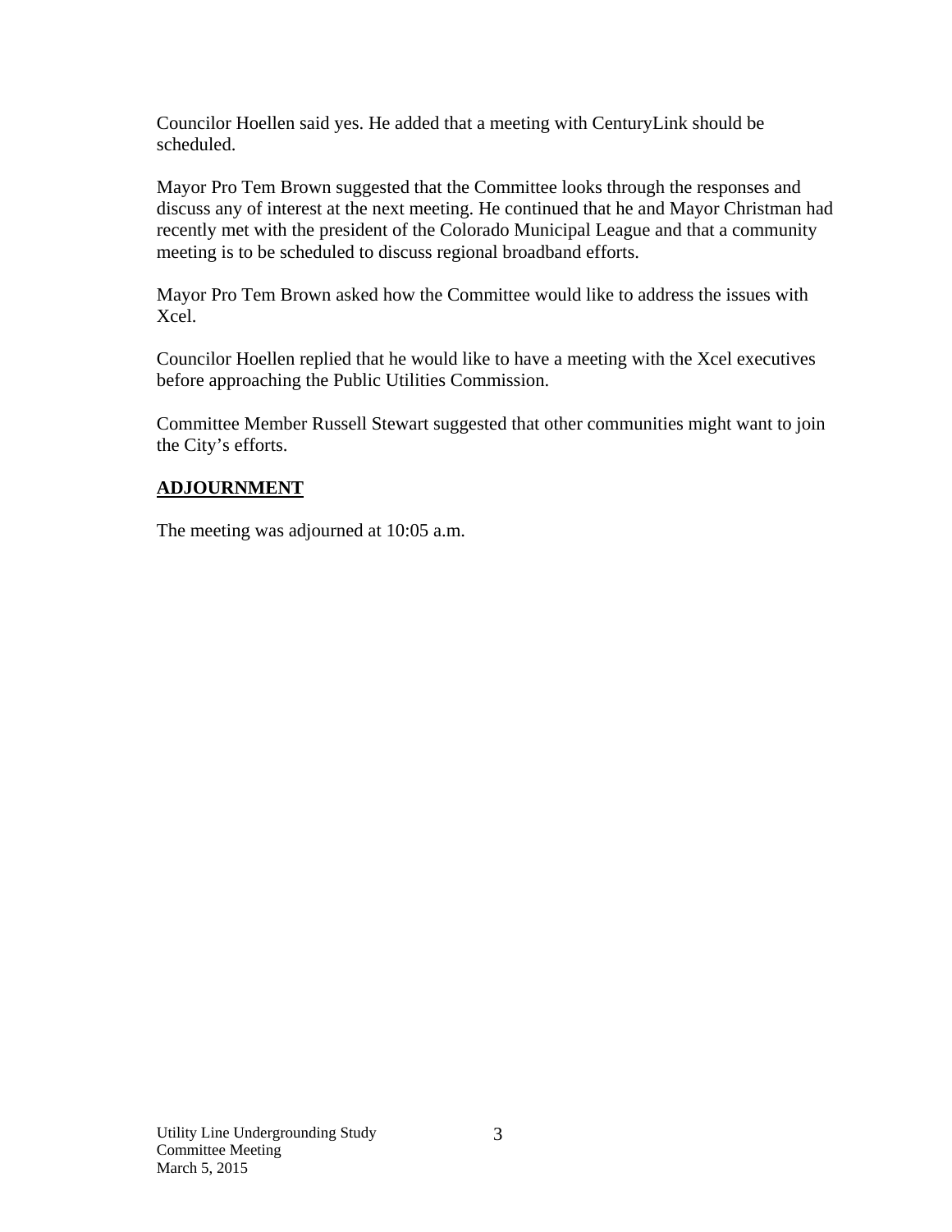Councilor Hoellen said yes. He added that a meeting with CenturyLink should be scheduled.

Mayor Pro Tem Brown suggested that the Committee looks through the responses and discuss any of interest at the next meeting. He continued that he and Mayor Christman had recently met with the president of the Colorado Municipal League and that a community meeting is to be scheduled to discuss regional broadband efforts.

Mayor Pro Tem Brown asked how the Committee would like to address the issues with Xcel.

Councilor Hoellen replied that he would like to have a meeting with the Xcel executives before approaching the Public Utilities Commission.

Committee Member Russell Stewart suggested that other communities might want to join the City's efforts.

## ADJOURNMENT

The meeting was adjourned at 10:05 a.m.